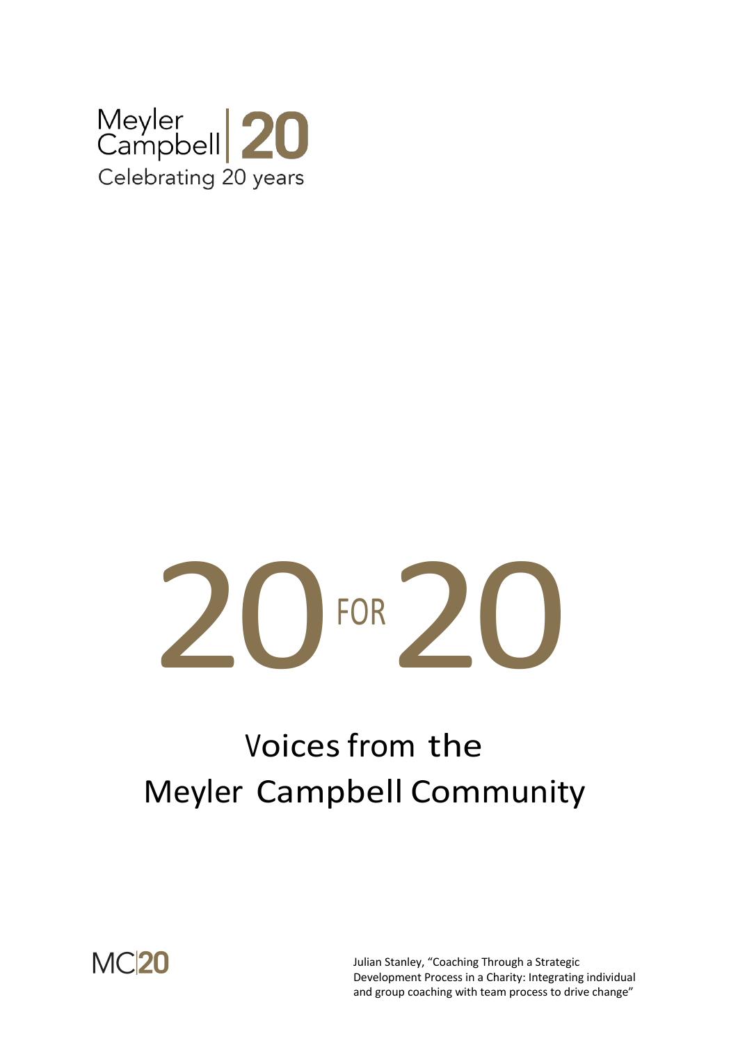Meyler Campbell | 20

Celebrating 20 years

# 20 FOR 20

## Voices from the Meyler Campbell Community

MC|20

Julian Stanley, "Coaching Through a Strategic Development Process in a Charity: Integrating individual and group coaching with team process to drive change"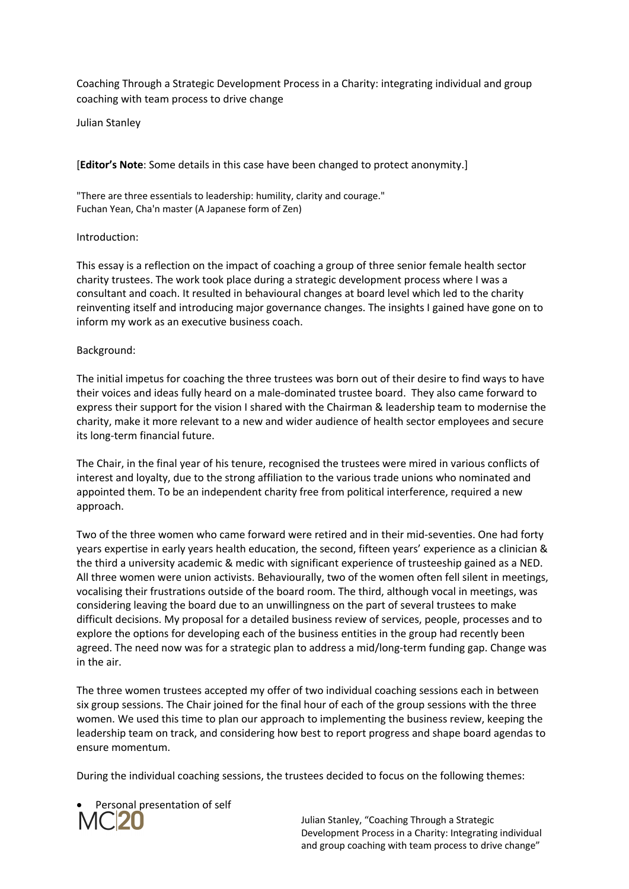Coaching Through a Strategic Development Process in a Charity: integrating individual and group coaching with team process to drive change

Julian Stanley

[**Editor's Note**: Some details in this case have been changed to protect anonymity.]

"There are three essentials to leadership: humility, clarity and courage."
Fuchan Yean, Cha'n master (A Japanese form of Zen)

Introduction:

This essay is a reflection on the impact of coaching a group of three senior female health sector charity trustees. The work took place during a strategic development process where I was a consultant and coach. It resulted in behavioural changes at board level which led to the charity reinventing itself and introducing major governance changes. The insights I gained have gone on to inform my work as an executive business coach.

Background:

The initial impetus for coaching the three trustees was born out of their desire to find ways to have their voices and ideas fully heard on a male-dominated trustee board. They also came forward to express their support for the vision I shared with the Chairman & leadership team to modernise the charity, make it more relevant to a new and wider audience of health sector employees and secure its long-term financial future.

The Chair, in the final year of his tenure, recognised the trustees were mired in various conflicts of interest and loyalty, due to the strong affiliation to the various trade unions who nominated and appointed them. To be an independent charity free from political interference, required a new approach.

Two of the three women who came forward were retired and in their mid-seventies. One had forty years expertise in early years health education, the second, fifteen years' experience as a clinician & the third a university academic & medic with significant experience of trusteeship gained as a NED. All three women were union activists. Behaviourally, two of the women often fell silent in meetings, vocalising their frustrations outside of the board room. The third, although vocal in meetings, was considering leaving the board due to an unwillingness on the part of several trustees to make difficult decisions. My proposal for a detailed business review of services, people, processes and to explore the options for developing each of the business entities in the group had recently been agreed. The need now was for a strategic plan to address a mid/long-term funding gap. Change was in the air.

The three women trustees accepted my offer of two individual coaching sessions each in between six group sessions. The Chair joined for the final hour of each of the group sessions with the three women. We used this time to plan our approach to implementing the business review, keeping the leadership team on track, and considering how best to report progress and shape board agendas to ensure momentum.

During the individual coaching sessions, the trustees decided to focus on the following themes:

- Personal presentation of self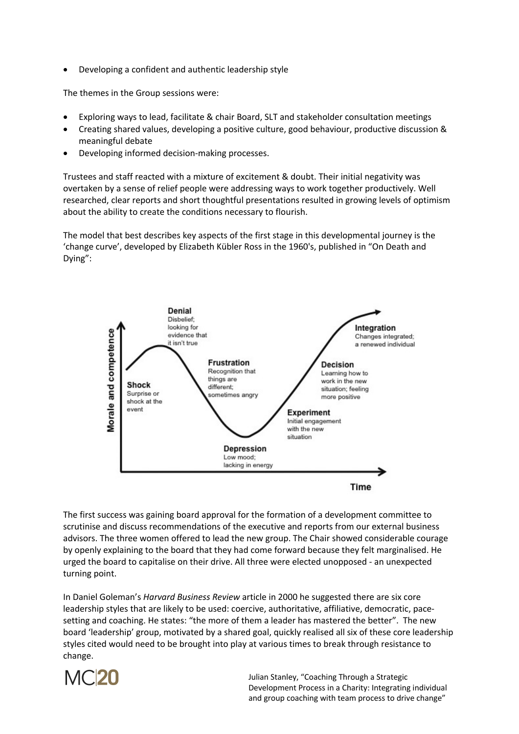- Developing a confident and authentic leadership style

The themes in the Group sessions were:

- Exploring ways to lead, facilitate & chair Board, SLT and stakeholder consultation meetings
- Creating shared values, developing a positive culture, good behaviour, productive discussion & meaningful debate
- Developing informed decision-making processes.

Trustees and staff reacted with a mixture of excitement & doubt. Their initial negativity was overtaken by a sense of relief people were addressing ways to work together productively. Well researched, clear reports and short thoughtful presentations resulted in growing levels of optimism about the ability to create the conditions necessary to flourish.

The model that best describes key aspects of the first stage in this developmental journey is the 'change curve', developed by Elizabeth Kübler Ross in the 1960's, published in "On Death and Dying":

The first success was gaining board approval for the formation of a development committee to scrutinise and discuss recommendations of the executive and reports from our external business advisors. The three women offered to lead the new group. The Chair showed considerable courage by openly explaining to the board that they had come forward because they felt marginalised. He urged the board to capitalise on their drive. All three were elected unopposed - an unexpected turning point.

In Daniel Goleman's *Harvard Business Review* article in 2000 he suggested there are six core leadership styles that are likely to be used: coercive, authoritative, affiliative, democratic, pace-setting and coaching. He states: "the more of them a leader has mastered the better". The new board 'leadership' group, motivated by a shared goal, quickly realised all six of these core leadership styles cited would need to be brought into play at various times to break through resistance to change.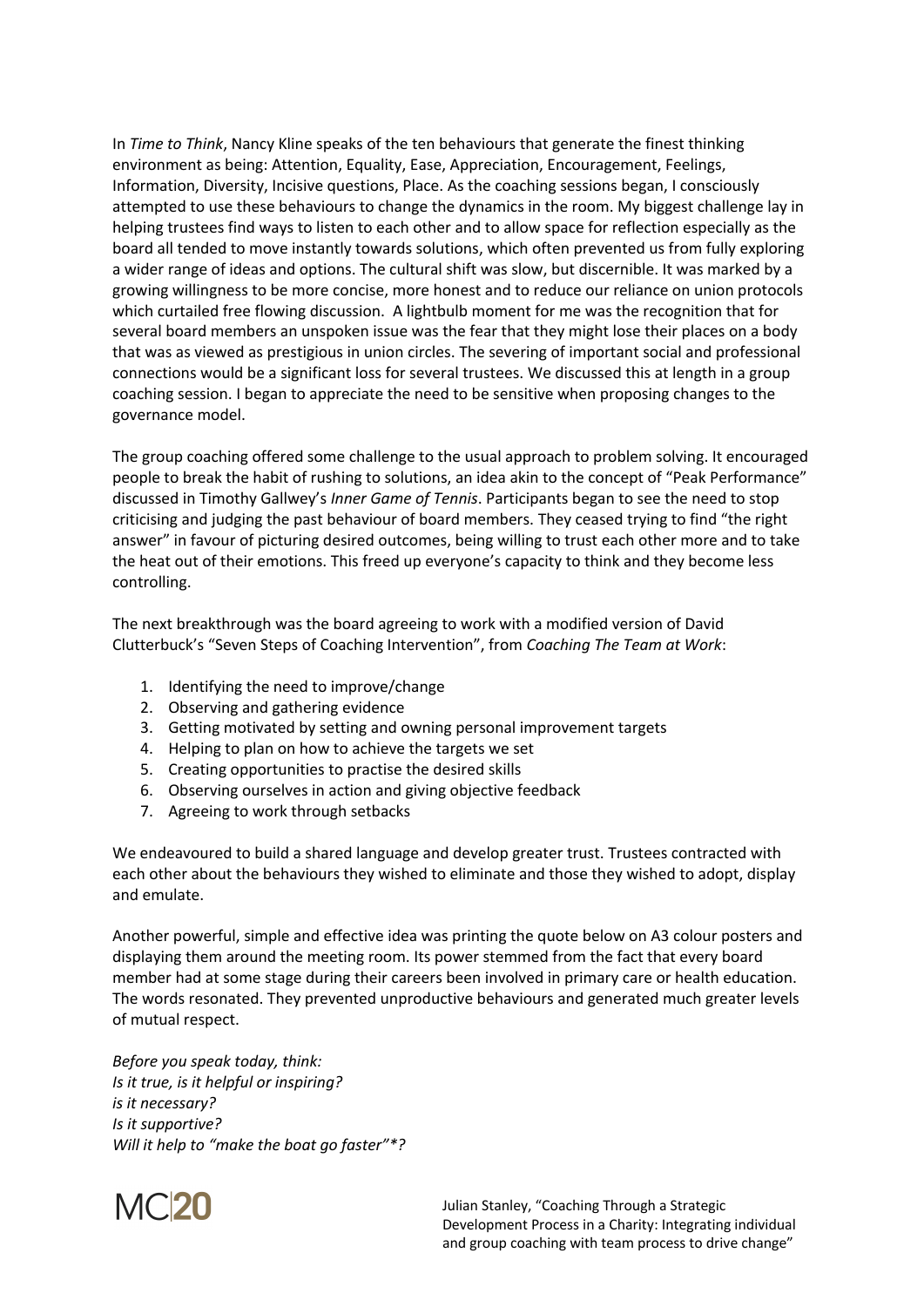In *Time to Think*, Nancy Kline speaks of the ten behaviours that generate the finest thinking environment as being: Attention, Equality, Ease, Appreciation, Encouragement, Feelings, Information, Diversity, Incisive questions, Place. As the coaching sessions began, I consciously attempted to use these behaviours to change the dynamics in the room. My biggest challenge lay in helping trustees find ways to listen to each other and to allow space for reflection especially as the board all tended to move instantly towards solutions, which often prevented us from fully exploring a wider range of ideas and options. The cultural shift was slow, but discernible. It was marked by a growing willingness to be more concise, more honest and to reduce our reliance on union protocols which curtailed free flowing discussion. A lightbulb moment for me was the recognition that for several board members an unspoken issue was the fear that they might lose their places on a body that was as viewed as prestigious in union circles. The severing of important social and professional connections would be a significant loss for several trustees. We discussed this at length in a group coaching session. I began to appreciate the need to be sensitive when proposing changes to the governance model.

The group coaching offered some challenge to the usual approach to problem solving. It encouraged people to break the habit of rushing to solutions, an idea akin to the concept of "Peak Performance" discussed in Timothy Gallwey's *Inner Game of Tennis*. Participants began to see the need to stop criticising and judging the past behaviour of board members. They ceased trying to find "the right answer" in favour of picturing desired outcomes, being willing to trust each other more and to take the heat out of their emotions. This freed up everyone's capacity to think and they become less controlling.

The next breakthrough was the board agreeing to work with a modified version of David Clutterbuck's "Seven Steps of Coaching Intervention", from *Coaching The Team at Work*:

1. Identifying the need to improve/change
2. Observing and gathering evidence
3. Getting motivated by setting and owning personal improvement targets
4. Helping to plan on how to achieve the targets we set
5. Creating opportunities to practise the desired skills
6. Observing ourselves in action and giving objective feedback
7. Agreeing to work through setbacks

We endeavoured to build a shared language and develop greater trust. Trustees contracted with each other about the behaviours they wished to eliminate and those they wished to adopt, display and emulate.

Another powerful, simple and effective idea was printing the quote below on A3 colour posters and displaying them around the meeting room. Its power stemmed from the fact that every board member had at some stage during their careers been involved in primary care or health education. The words resonated. They prevented unproductive behaviours and generated much greater levels of mutual respect.

*Before you speak today, think:*
*Is it true, is it helpful or inspiring?*
*is it necessary?*
*Is it supportive?*
*Will it help to "make the boat go faster"*?*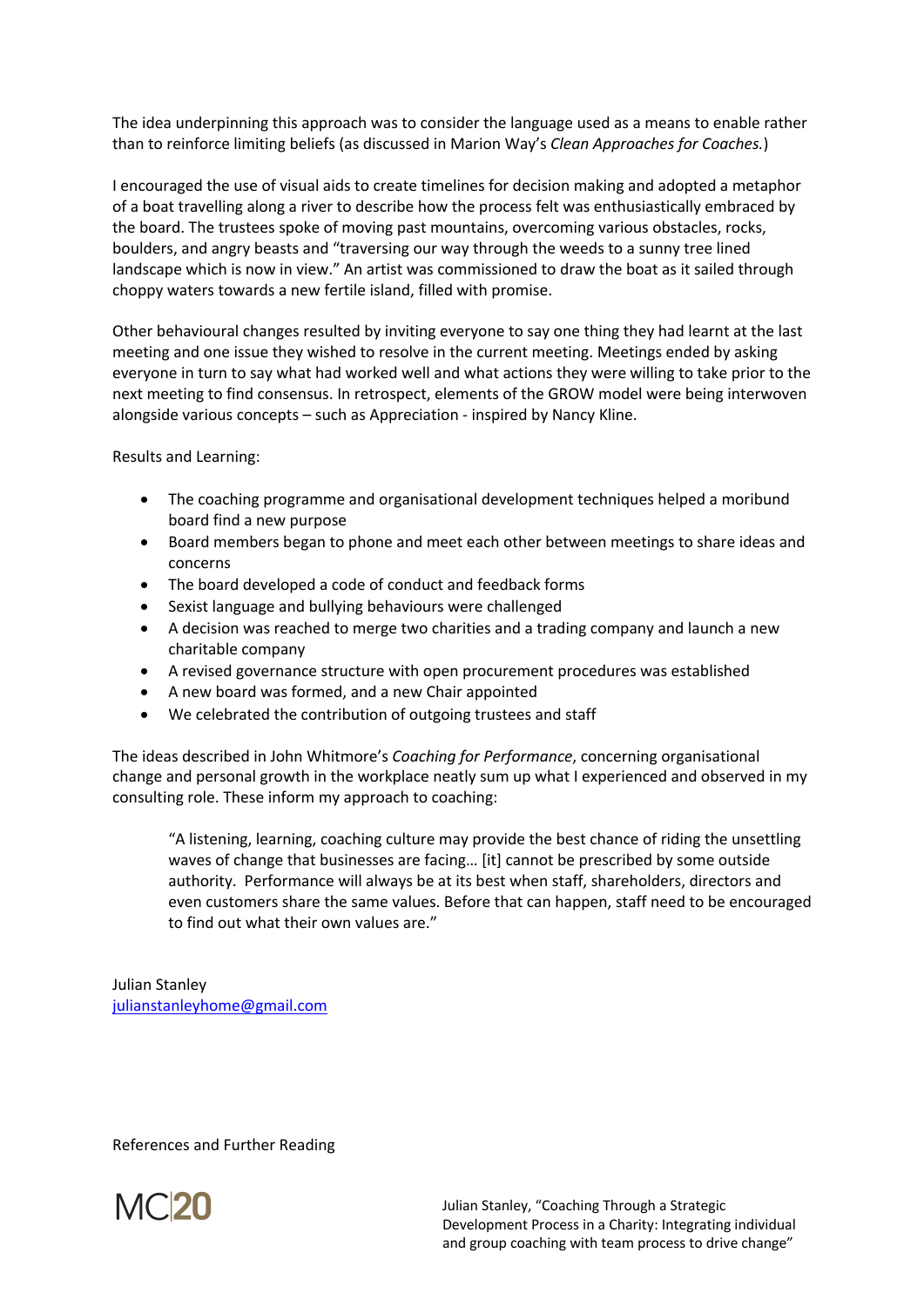The idea underpinning this approach was to consider the language used as a means to enable rather than to reinforce limiting beliefs (as discussed in Marion Way's *Clean Approaches for Coaches.*)

I encouraged the use of visual aids to create timelines for decision making and adopted a metaphor of a boat travelling along a river to describe how the process felt was enthusiastically embraced by the board. The trustees spoke of moving past mountains, overcoming various obstacles, rocks, boulders, and angry beasts and "traversing our way through the weeds to a sunny tree lined landscape which is now in view." An artist was commissioned to draw the boat as it sailed through choppy waters towards a new fertile island, filled with promise.

Other behavioural changes resulted by inviting everyone to say one thing they had learnt at the last meeting and one issue they wished to resolve in the current meeting. Meetings ended by asking everyone in turn to say what had worked well and what actions they were willing to take prior to the next meeting to find consensus. In retrospect, elements of the GROW model were being interwoven alongside various concepts – such as Appreciation - inspired by Nancy Kline.

Results and Learning:

- The coaching programme and organisational development techniques helped a moribund board find a new purpose
- Board members began to phone and meet each other between meetings to share ideas and concerns
- The board developed a code of conduct and feedback forms
- Sexist language and bullying behaviours were challenged
- A decision was reached to merge two charities and a trading company and launch a new charitable company
- A revised governance structure with open procurement procedures was established
- A new board was formed, and a new Chair appointed
- We celebrated the contribution of outgoing trustees and staff

The ideas described in John Whitmore's *Coaching for Performance*, concerning organisational change and personal growth in the workplace neatly sum up what I experienced and observed in my consulting role. These inform my approach to coaching:

> "A listening, learning, coaching culture may provide the best chance of riding the unsettling waves of change that businesses are facing… [it] cannot be prescribed by some outside authority. Performance will always be at its best when staff, shareholders, directors and even customers share the same values. Before that can happen, staff need to be encouraged to find out what their own values are."

Julian Stanley
julianstanleyhome@gmail.com

References and Further Reading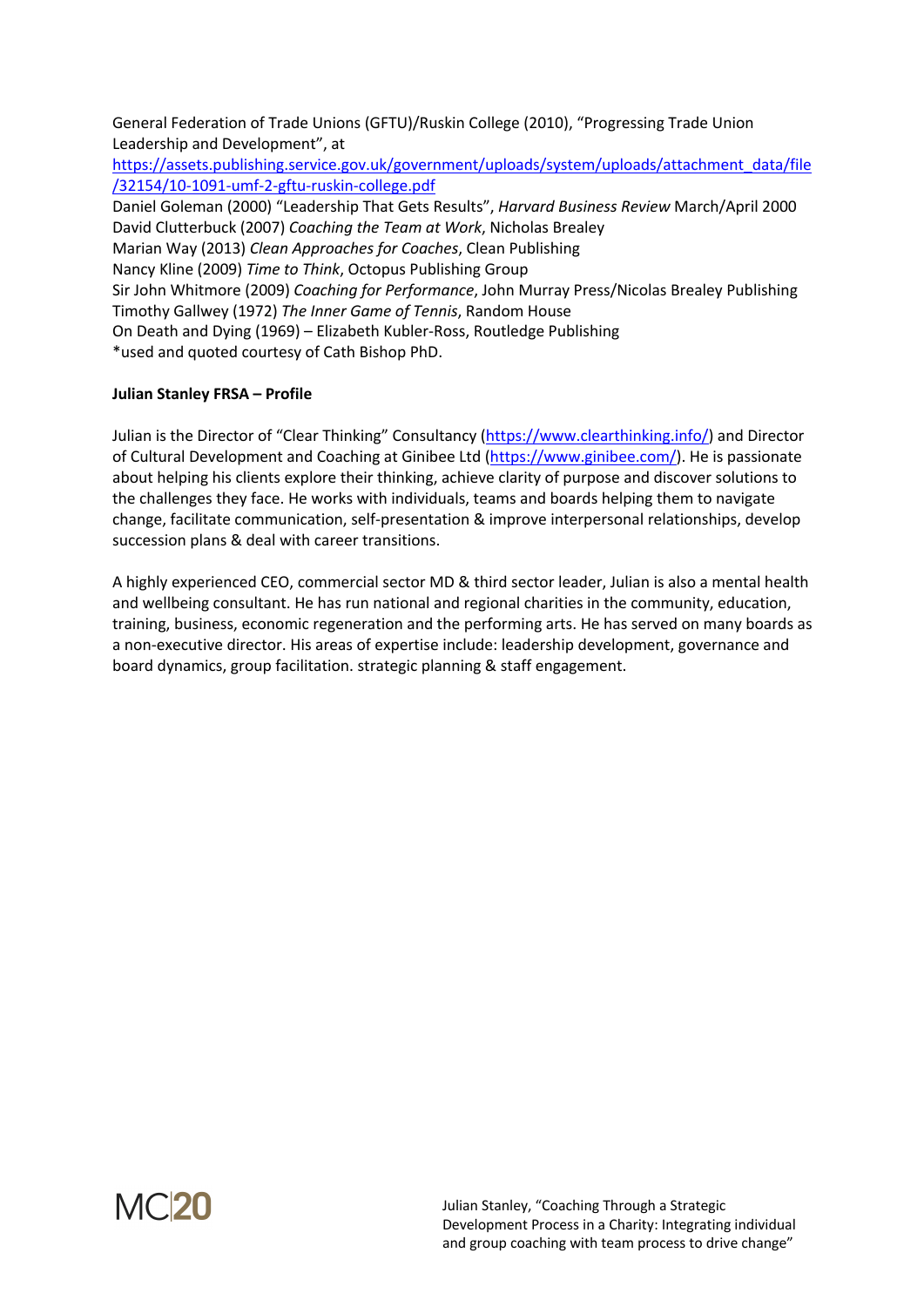General Federation of Trade Unions (GFTU)/Ruskin College (2010), "Progressing Trade Union Leadership and Development", at https://assets.publishing.service.gov.uk/government/uploads/system/uploads/attachment_data/file/32154/10-1091-umf-2-gftu-ruskin-college.pdf

Daniel Goleman (2000) "Leadership That Gets Results", *Harvard Business Review* March/April 2000

David Clutterbuck (2007) *Coaching the Team at Work*, Nicholas Brealey

Marian Way (2013) *Clean Approaches for Coaches*, Clean Publishing

Nancy Kline (2009) *Time to Think*, Octopus Publishing Group

Sir John Whitmore (2009) *Coaching for Performance*, John Murray Press/Nicolas Brealey Publishing

Timothy Gallwey (1972) *The Inner Game of Tennis*, Random House

On Death and Dying (1969) – Elizabeth Kubler-Ross, Routledge Publishing

*used and quoted courtesy of Cath Bishop PhD.

**Julian Stanley FRSA – Profile**

Julian is the Director of "Clear Thinking" Consultancy (https://www.clearthinking.info/) and Director of Cultural Development and Coaching at Ginibee Ltd (https://www.ginibee.com/). He is passionate about helping his clients explore their thinking, achieve clarity of purpose and discover solutions to the challenges they face. He works with individuals, teams and boards helping them to navigate change, facilitate communication, self-presentation & improve interpersonal relationships, develop succession plans & deal with career transitions.

A highly experienced CEO, commercial sector MD & third sector leader, Julian is also a mental health and wellbeing consultant. He has run national and regional charities in the community, education, training, business, economic regeneration and the performing arts. He has served on many boards as a non-executive director. His areas of expertise include: leadership development, governance and board dynamics, group facilitation. strategic planning & staff engagement.